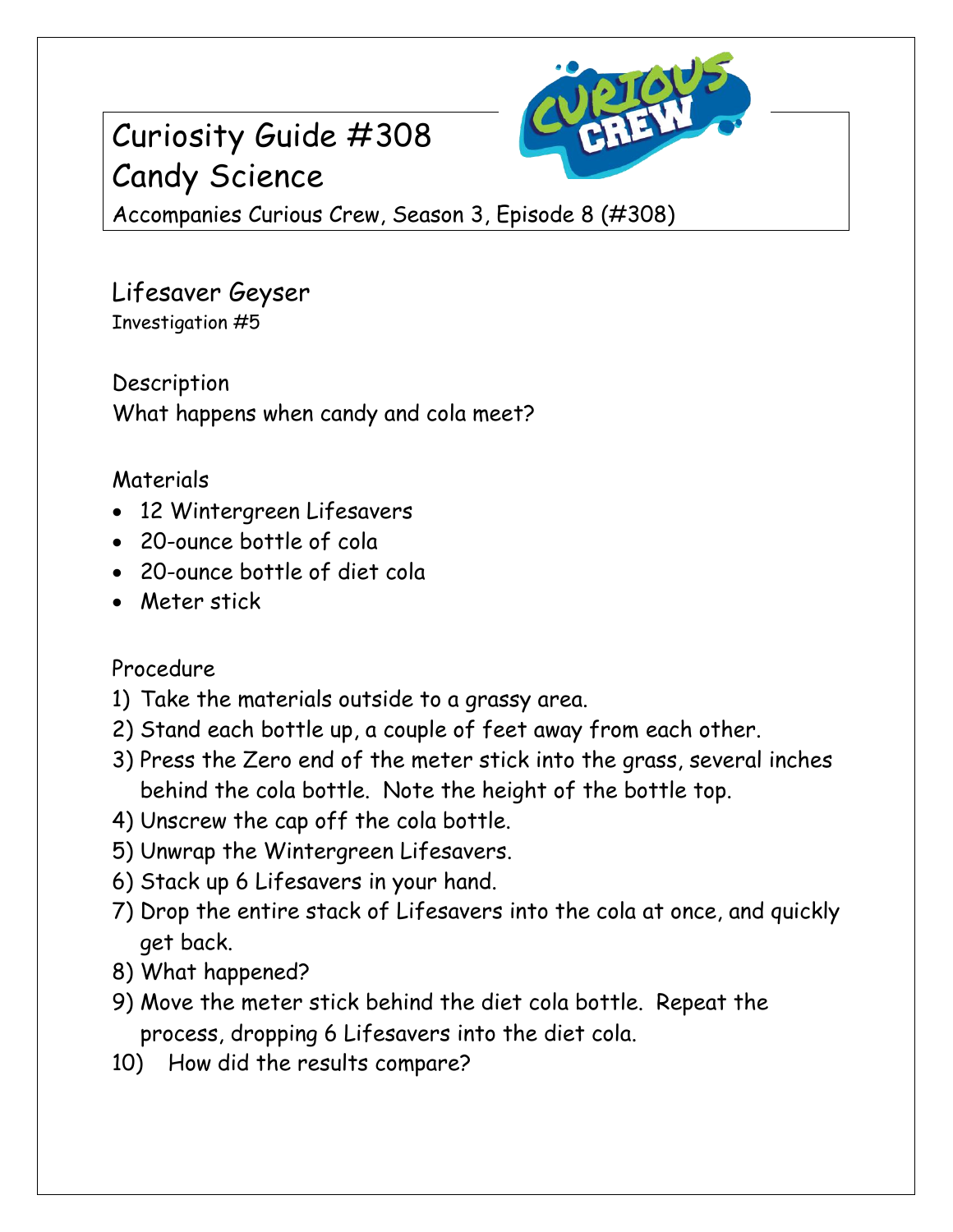# Curiosity Guide #308
# Candy Science

Accompanies Curious Crew, Season 3, Episode 8 (#308)

## Lifesaver Geyser

Investigation #5

### Description

What happens when candy and cola meet?

### Materials

- 12 Wintergreen Lifesavers
- 20-ounce bottle of cola
- 20-ounce bottle of diet cola
- Meter stick

### Procedure

1) Take the materials outside to a grassy area.
2) Stand each bottle up, a couple of feet away from each other.
3) Press the Zero end of the meter stick into the grass, several inches behind the cola bottle. Note the height of the bottle top.
4) Unscrew the cap off the cola bottle.
5) Unwrap the Wintergreen Lifesavers.
6) Stack up 6 Lifesavers in your hand.
7) Drop the entire stack of Lifesavers into the cola at once, and quickly get back.
8) What happened?
9) Move the meter stick behind the diet cola bottle. Repeat the process, dropping 6 Lifesavers into the diet cola.
10) How did the results compare?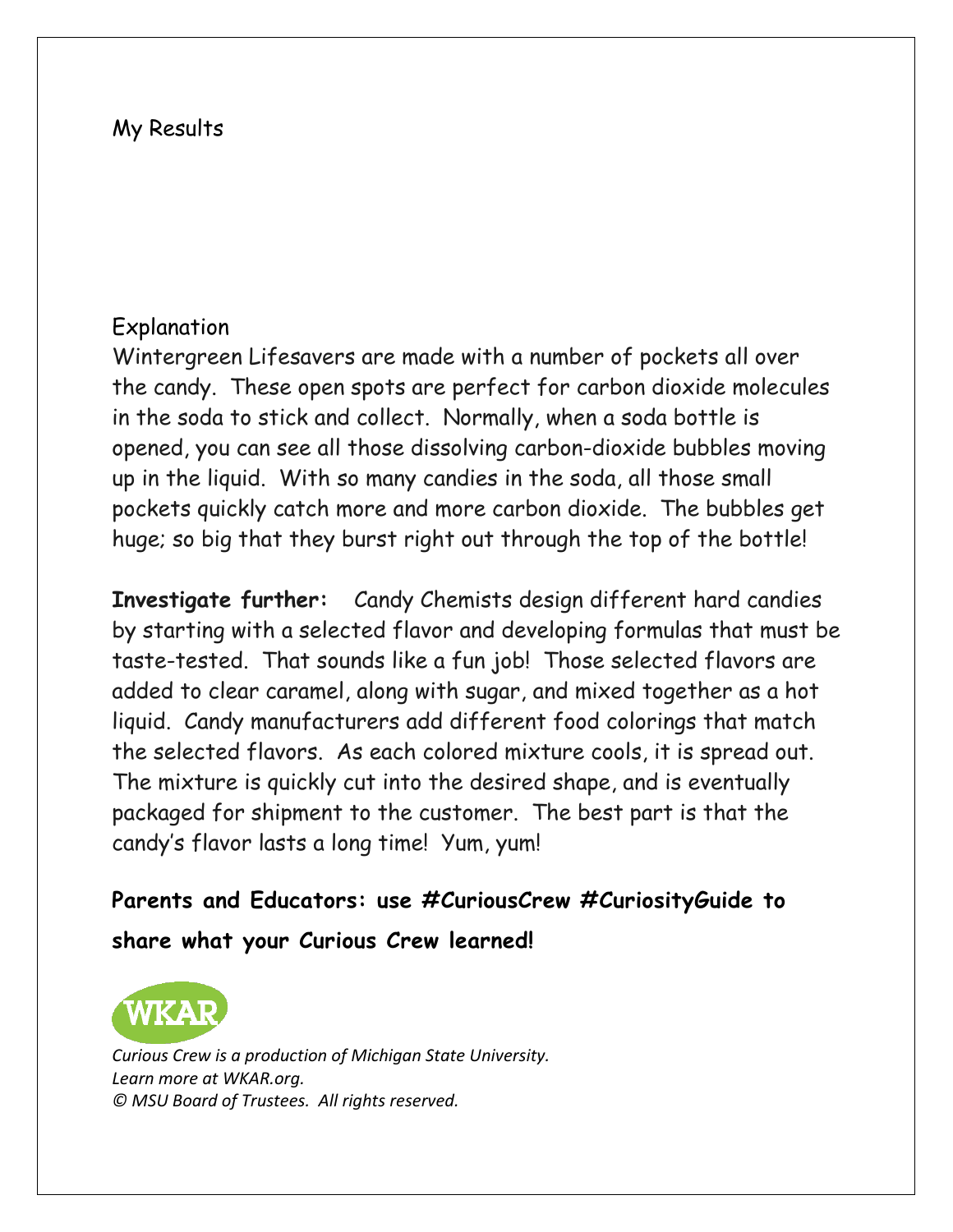My Results

Explanation

Wintergreen Lifesavers are made with a number of pockets all over the candy. These open spots are perfect for carbon dioxide molecules in the soda to stick and collect. Normally, when a soda bottle is opened, you can see all those dissolving carbon-dioxide bubbles moving up in the liquid. With so many candies in the soda, all those small pockets quickly catch more and more carbon dioxide. The bubbles get huge; so big that they burst right out through the top of the bottle!

**Investigate further:** Candy Chemists design different hard candies by starting with a selected flavor and developing formulas that must be taste-tested. That sounds like a fun job! Those selected flavors are added to clear caramel, along with sugar, and mixed together as a hot liquid. Candy manufacturers add different food colorings that match the selected flavors. As each colored mixture cools, it is spread out. The mixture is quickly cut into the desired shape, and is eventually packaged for shipment to the customer. The best part is that the candy's flavor lasts a long time! Yum, yum!

**Parents and Educators: use #CuriousCrew #CuriosityGuide to share what your Curious Crew learned!**

WKAR

*Curious Crew is a production of Michigan State University.*
*Learn more at WKAR.org.*
*© MSU Board of Trustees. All rights reserved.*